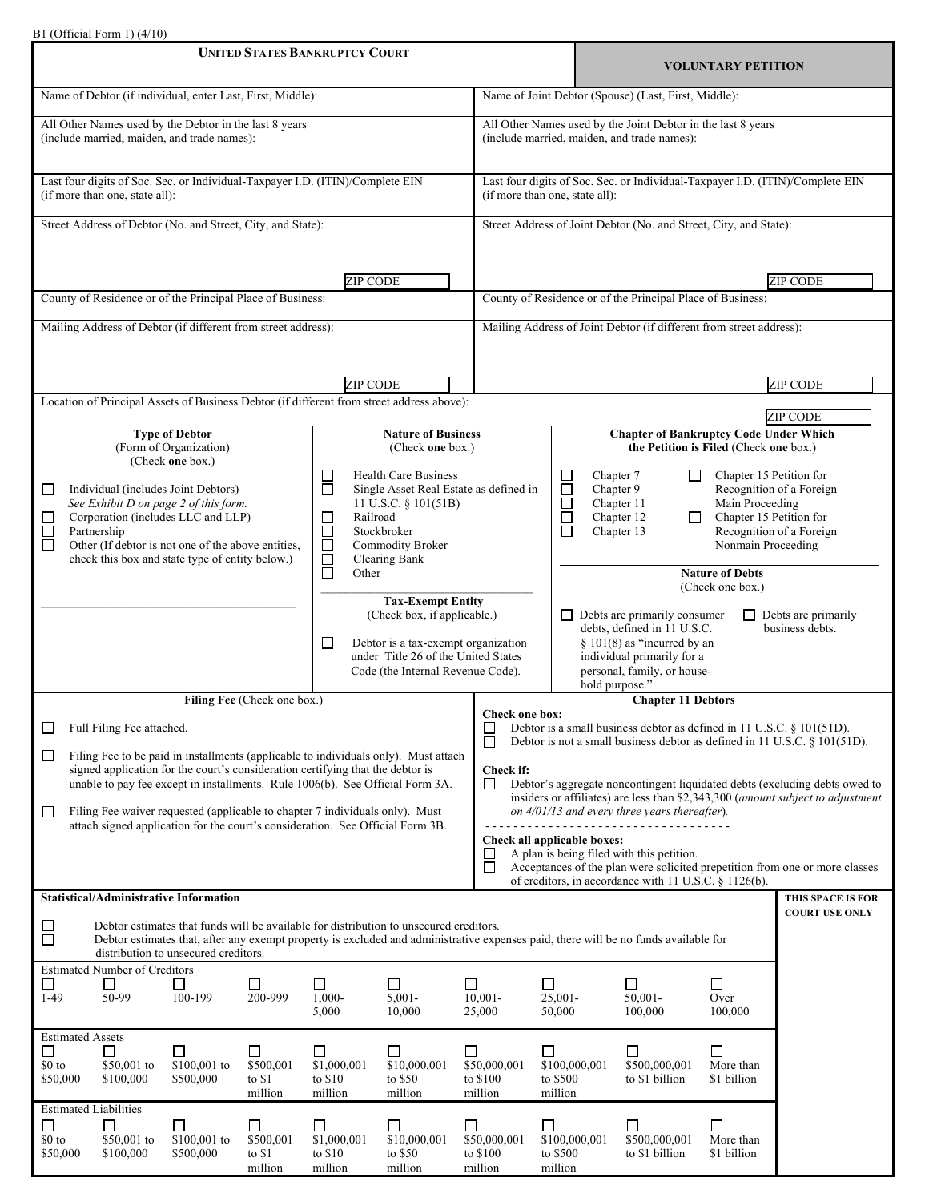B1 (Official Form 1) (4/10)

**UNITED STATES BANKRUPTCY COURT**

**VOLUNTARY PETITION**

| Name of Debtor (if individual, enter Last, First, Middle): | Name of Joint Debtor (Spouse) (Last, First, Middle): |
|---|---|
| All Other Names used by the Debtor in the last 8 years (include married, maiden, and trade names): | All Other Names used by the Joint Debtor in the last 8 years (include married, maiden, and trade names): |
| Last four digits of Soc. Sec. or Individual-Taxpayer I.D. (ITIN)/Complete EIN (if more than one, state all): | Last four digits of Soc. Sec. or Individual-Taxpayer I.D. (ITIN)/Complete EIN (if more than one, state all): |
| Street Address of Debtor (No. and Street, City, and State): ZIP CODE | Street Address of Joint Debtor (No. and Street, City, and State): ZIP CODE |
| County of Residence or of the Principal Place of Business: | County of Residence or of the Principal Place of Business: |
| Mailing Address of Debtor (if different from street address): ZIP CODE | Mailing Address of Joint Debtor (if different from street address): ZIP CODE |

Location of Principal Assets of Business Debtor (if different from street address above): ZIP CODE

**Type of Debtor**
(Form of Organization)
(Check **one** box.)

- ☐ Individual (includes Joint Debtors) *See Exhibit D on page 2 of this form.*
- ☐ Corporation (includes LLC and LLP)
- ☐ Partnership
- ☐ Other (If debtor is not one of the above entities, check this box and state type of entity below.)

**Nature of Business**
(Check **one** box.)

- ☐ Health Care Business
- ☐ Single Asset Real Estate as defined in 11 U.S.C. § 101(51B)
- ☐ Railroad
- ☐ Stockbroker
- ☐ Commodity Broker
- ☐ Clearing Bank
- ☐ Other

**Tax-Exempt Entity**
(Check box, if applicable.)

- ☐ Debtor is a tax-exempt organization under Title 26 of the United States Code (the Internal Revenue Code).

**Chapter of Bankruptcy Code Under Which the Petition is Filed** (Check **one** box.)

- ☐ Chapter 7
- ☐ Chapter 9
- ☐ Chapter 11
- ☐ Chapter 12
- ☐ Chapter 13
- ☐ Chapter 15 Petition for Recognition of a Foreign Main Proceeding
- ☐ Chapter 15 Petition for Recognition of a Foreign Nonmain Proceeding

**Nature of Debts**
(Check one box.)

- ☐ Debts are primarily consumer debts, defined in 11 U.S.C. § 101(8) as "incurred by an individual primarily for a personal, family, or household purpose."
- ☐ Debts are primarily business debts.

**Filing Fee** (Check one box.)

- ☐ Full Filing Fee attached.
- ☐ Filing Fee to be paid in installments (applicable to individuals only). Must attach signed application for the court's consideration certifying that the debtor is unable to pay fee except in installments. Rule 1006(b). See Official Form 3A.
- ☐ Filing Fee waiver requested (applicable to chapter 7 individuals only). Must attach signed application for the court's consideration. See Official Form 3B.

**Chapter 11 Debtors**

**Check one box:**

- ☐ Debtor is a small business debtor as defined in 11 U.S.C. § 101(51D).
- ☐ Debtor is not a small business debtor as defined in 11 U.S.C. § 101(51D).

**Check if:**

- ☐ Debtor's aggregate noncontingent liquidated debts (excluding debts owed to insiders or affiliates) are less than $2,343,300 (*amount subject to adjustment on 4/01/13 and every three years thereafter*).

**Check all applicable boxes:**

- ☐ A plan is being filed with this petition.
- ☐ Acceptances of the plan were solicited prepetition from one or more classes of creditors, in accordance with 11 U.S.C. § 1126(b).

**Statistical/Administrative Information**

**THIS SPACE IS FOR COURT USE ONLY**

- ☐ Debtor estimates that funds will be available for distribution to unsecured creditors.
- ☐ Debtor estimates that, after any exempt property is excluded and administrative expenses paid, there will be no funds available for distribution to unsecured creditors.

Estimated Number of Creditors

| ☐ | ☐ | ☐ | ☐ | ☐ | ☐ | ☐ | ☐ | ☐ | ☐ |
|---|---|---|---|---|---|---|---|---|---|
| 1-49 | 50-99 | 100-199 | 200-999 | 1,000-5,000 | 5,001-10,000 | 10,001-25,000 | 25,001-50,000 | 50,001-100,000 | Over 100,000 |

Estimated Assets

| ☐ | ☐ | ☐ | ☐ | ☐ | ☐ | ☐ | ☐ | ☐ | ☐ |
|---|---|---|---|---|---|---|---|---|---|
| $0 to $50,000 | $50,001 to $100,000 | $100,001 to $500,000 | $500,001 to $1 million | $1,000,001 to $10 million | $10,000,001 to $50 million | $50,000,001 to $100 million | $100,000,001 to $500 million | $500,000,001 to $1 billion | More than $1 billion |

Estimated Liabilities

| ☐ | ☐ | ☐ | ☐ | ☐ | ☐ | ☐ | ☐ | ☐ | ☐ |
|---|---|---|---|---|---|---|---|---|---|
| $0 to $50,000 | $50,001 to $100,000 | $100,001 to $500,000 | $500,001 to $1 million | $1,000,001 to $10 million | $10,000,001 to $50 million | $50,000,001 to $100 million | $100,000,001 to $500 million | $500,000,001 to $1 billion | More than $1 billion |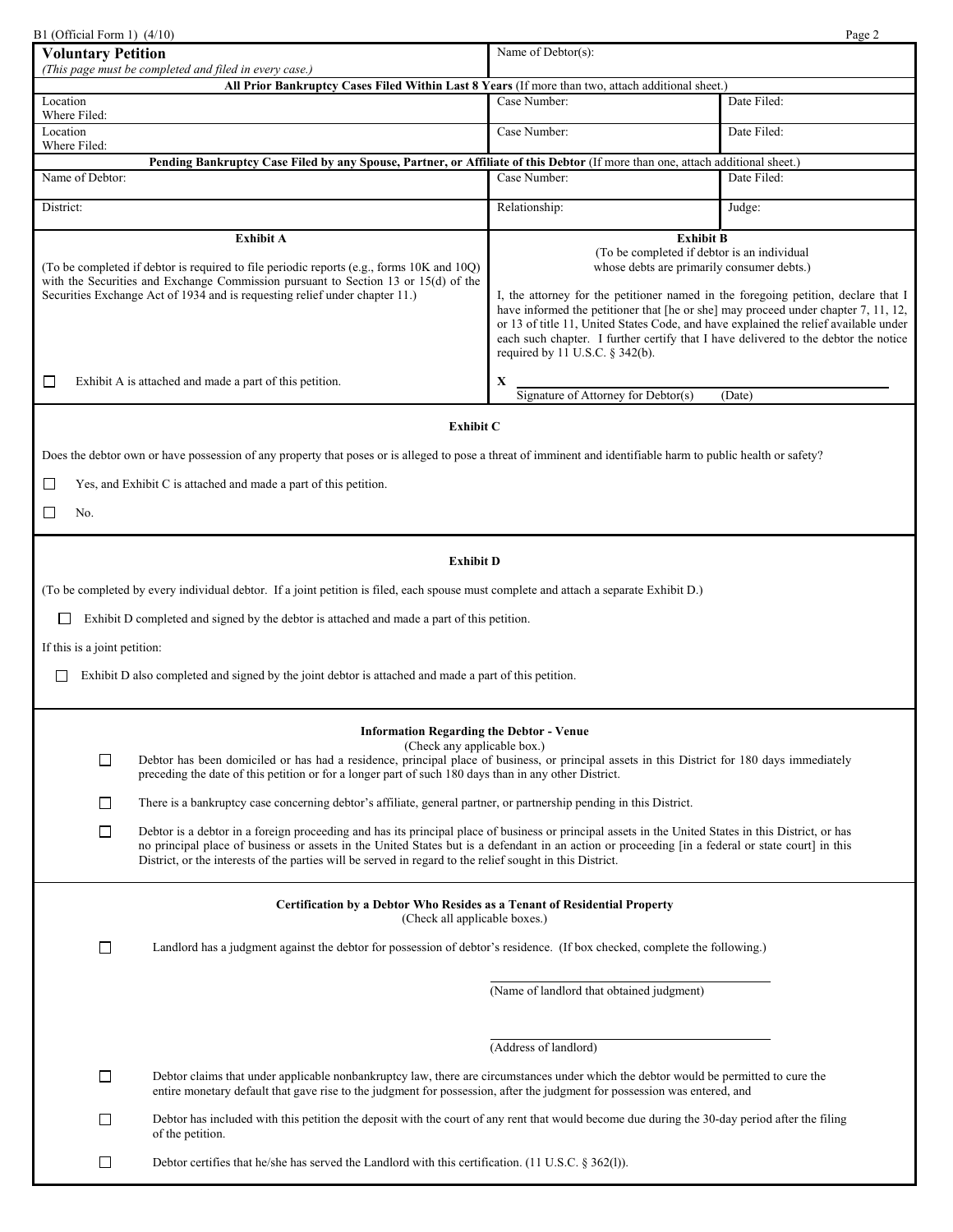**Voluntary Petition**

*(This page must be completed and filed in every case.)*

Name of Debtor(s):

| | | |
|---|---|---|
| **All Prior Bankruptcy Cases Filed Within Last 8 Years** (If more than two, attach additional sheet.) | | |
| Location Where Filed: | Case Number: | Date Filed: |
| Location Where Filed: | Case Number: | Date Filed: |
| **Pending Bankruptcy Case Filed by any Spouse, Partner, or Affiliate of this Debtor** (If more than one, attach additional sheet.) | | |
| Name of Debtor: | Case Number: | Date Filed: |
| District: | Relationship: | Judge: |

**Exhibit A**

(To be completed if debtor is required to file periodic reports (e.g., forms 10K and 10Q) with the Securities and Exchange Commission pursuant to Section 13 or 15(d) of the Securities Exchange Act of 1934 and is requesting relief under chapter 11.)

☐ Exhibit A is attached and made a part of this petition.

**Exhibit B**

(To be completed if debtor is an individual whose debts are primarily consumer debts.)

I, the attorney for the petitioner named in the foregoing petition, declare that I have informed the petitioner that [he or she] may proceed under chapter 7, 11, 12, or 13 of title 11, United States Code, and have explained the relief available under each such chapter. I further certify that I have delivered to the debtor the notice required by 11 U.S.C. § 342(b).

X ______________________________

Signature of Attorney for Debtor(s) (Date)

**Exhibit C**

Does the debtor own or have possession of any property that poses or is alleged to pose a threat of imminent and identifiable harm to public health or safety?

☐ Yes, and Exhibit C is attached and made a part of this petition.

☐ No.

**Exhibit D**

(To be completed by every individual debtor. If a joint petition is filed, each spouse must complete and attach a separate Exhibit D.)

☐ Exhibit D completed and signed by the debtor is attached and made a part of this petition.

If this is a joint petition:

☐ Exhibit D also completed and signed by the joint debtor is attached and made a part of this petition.

**Information Regarding the Debtor - Venue**

(Check any applicable box.)

☐ Debtor has been domiciled or has had a residence, principal place of business, or principal assets in this District for 180 days immediately preceding the date of this petition or for a longer part of such 180 days than in any other District.

☐ There is a bankruptcy case concerning debtor's affiliate, general partner, or partnership pending in this District.

☐ Debtor is a debtor in a foreign proceeding and has its principal place of business or principal assets in the United States in this District, or has no principal place of business or assets in the United States but is a defendant in an action or proceeding [in a federal or state court] in this District, or the interests of the parties will be served in regard to the relief sought in this District.

**Certification by a Debtor Who Resides as a Tenant of Residential Property**

(Check all applicable boxes.)

☐ Landlord has a judgment against the debtor for possession of debtor's residence. (If box checked, complete the following.)

______________________________

(Name of landlord that obtained judgment)

______________________________

(Address of landlord)

☐ Debtor claims that under applicable nonbankruptcy law, there are circumstances under which the debtor would be permitted to cure the entire monetary default that gave rise to the judgment for possession, after the judgment for possession was entered, and

☐ Debtor has included with this petition the deposit with the court of any rent that would become due during the 30-day period after the filing of the petition.

☐ Debtor certifies that he/she has served the Landlord with this certification. (11 U.S.C. § 362(l)).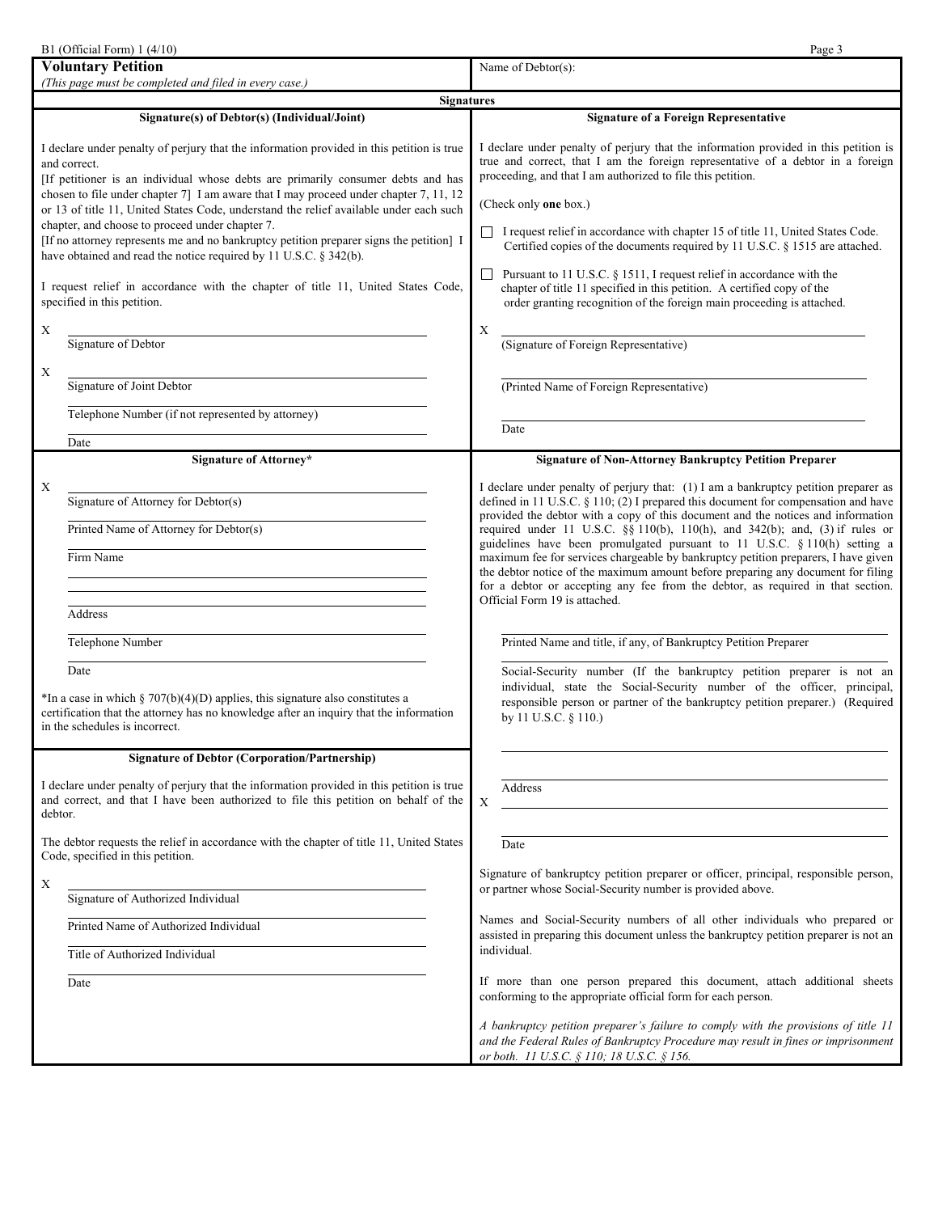B1 (Official Form) 1 (4/10)

## Voluntary Petition

*(This page must be completed and filed in every case.)*

Name of Debtor(s):

## Signatures

### Signature(s) of Debtor(s) (Individual/Joint)

I declare under penalty of perjury that the information provided in this petition is true and correct.
[If petitioner is an individual whose debts are primarily consumer debts and has chosen to file under chapter 7] I am aware that I may proceed under chapter 7, 11, 12 or 13 of title 11, United States Code, understand the relief available under each such chapter, and choose to proceed under chapter 7.
[If no attorney represents me and no bankruptcy petition preparer signs the petition] I have obtained and read the notice required by 11 U.S.C. § 342(b).

I request relief in accordance with the chapter of title 11, United States Code, specified in this petition.

X ______________________________
Signature of Debtor

X ______________________________
Signature of Joint Debtor

______________________________
Telephone Number (if not represented by attorney)

______________________________
Date

### Signature of a Foreign Representative

I declare under penalty of perjury that the information provided in this petition is true and correct, that I am the foreign representative of a debtor in a foreign proceeding, and that I am authorized to file this petition.

(Check only **one** box.)

☐ I request relief in accordance with chapter 15 of title 11, United States Code. Certified copies of the documents required by 11 U.S.C. § 1515 are attached.

☐ Pursuant to 11 U.S.C. § 1511, I request relief in accordance with the chapter of title 11 specified in this petition. A certified copy of the order granting recognition of the foreign main proceeding is attached.

X ______________________________
(Signature of Foreign Representative)

______________________________
(Printed Name of Foreign Representative)

______________________________
Date

### Signature of Attorney*

X ______________________________
Signature of Attorney for Debtor(s)

______________________________
Printed Name of Attorney for Debtor(s)

______________________________
Firm Name

______________________________
Address

______________________________
Telephone Number

______________________________
Date

*In a case in which § 707(b)(4)(D) applies, this signature also constitutes a certification that the attorney has no knowledge after an inquiry that the information in the schedules is incorrect.

### Signature of Non-Attorney Bankruptcy Petition Preparer

I declare under penalty of perjury that: (1) I am a bankruptcy petition preparer as defined in 11 U.S.C. § 110; (2) I prepared this document for compensation and have provided the debtor with a copy of this document and the notices and information required under 11 U.S.C. §§ 110(b), 110(h), and 342(b); and, (3) if rules or guidelines have been promulgated pursuant to 11 U.S.C. § 110(h) setting a maximum fee for services chargeable by bankruptcy petition preparers, I have given the debtor notice of the maximum amount before preparing any document for filing for a debtor or accepting any fee from the debtor, as required in that section. Official Form 19 is attached.

______________________________
Printed Name and title, if any, of Bankruptcy Petition Preparer

______________________________
Social-Security number (If the bankruptcy petition preparer is not an individual, state the Social-Security number of the officer, principal, responsible person or partner of the bankruptcy petition preparer.) (Required by 11 U.S.C. § 110.)

______________________________
Address

X ______________________________

______________________________
Date

Signature of bankruptcy petition preparer or officer, principal, responsible person, or partner whose Social-Security number is provided above.

Names and Social-Security numbers of all other individuals who prepared or assisted in preparing this document unless the bankruptcy petition preparer is not an individual.

If more than one person prepared this document, attach additional sheets conforming to the appropriate official form for each person.

*A bankruptcy petition preparer's failure to comply with the provisions of title 11 and the Federal Rules of Bankruptcy Procedure may result in fines or imprisonment or both. 11 U.S.C. § 110; 18 U.S.C. § 156.*

### Signature of Debtor (Corporation/Partnership)

I declare under penalty of perjury that the information provided in this petition is true and correct, and that I have been authorized to file this petition on behalf of the debtor.

The debtor requests the relief in accordance with the chapter of title 11, United States Code, specified in this petition.

X ______________________________
Signature of Authorized Individual

______________________________
Printed Name of Authorized Individual

______________________________
Title of Authorized Individual

______________________________
Date